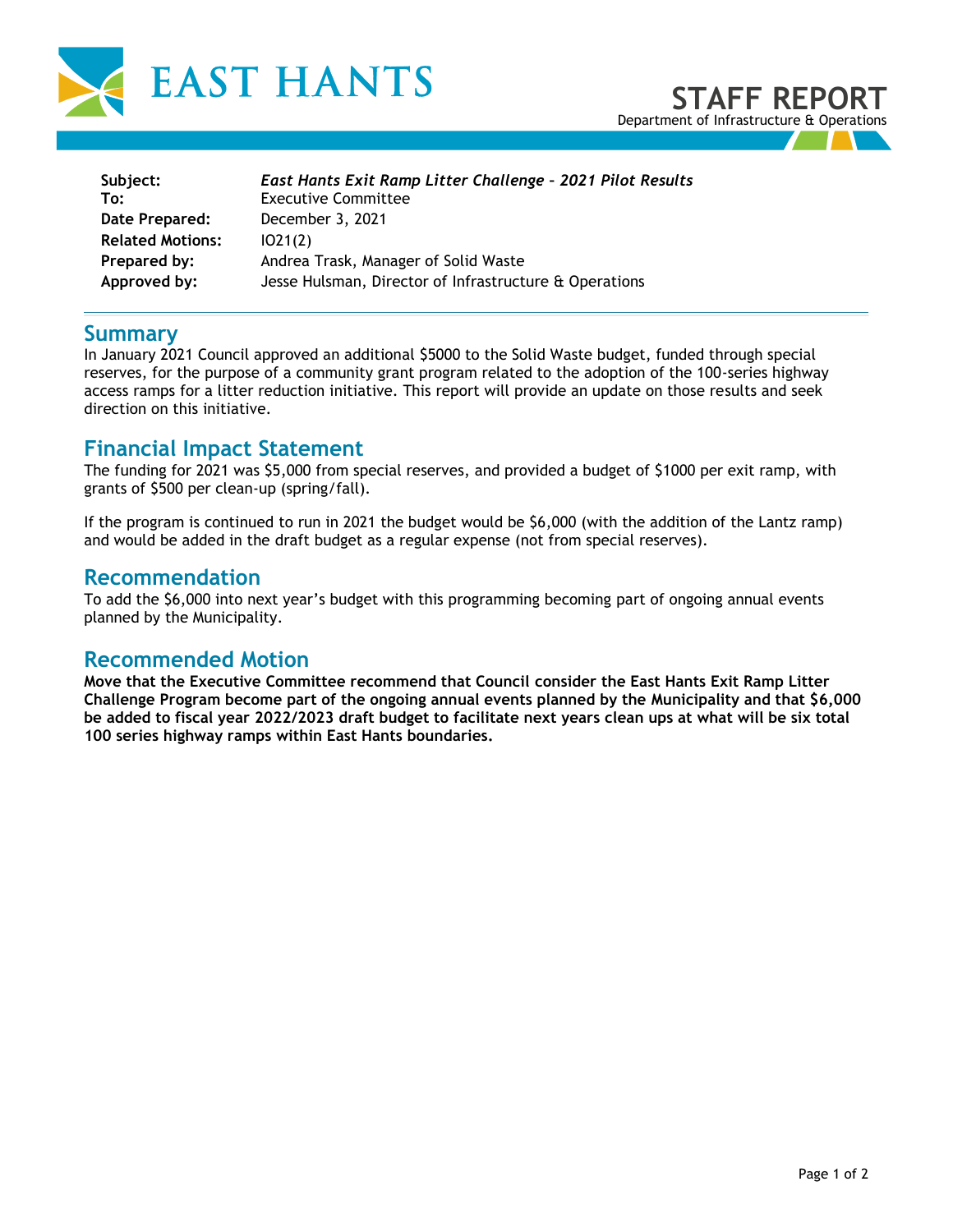# EAST HANTS

## STAFF REPORT
Department of Infrastructure & Operations

| | |
|---|---|
| **Subject:** | ***East Hants Exit Ramp Litter Challenge – 2021 Pilot Results*** |
| **To:** | Executive Committee |
| **Date Prepared:** | December 3, 2021 |
| **Related Motions:** | IO21(2) |
| **Prepared by:** | Andrea Trask, Manager of Solid Waste |
| **Approved by:** | Jesse Hulsman, Director of Infrastructure & Operations |

## Summary

In January 2021 Council approved an additional $5000 to the Solid Waste budget, funded through special reserves, for the purpose of a community grant program related to the adoption of the 100-series highway access ramps for a litter reduction initiative. This report will provide an update on those results and seek direction on this initiative.

## Financial Impact Statement

The funding for 2021 was $5,000 from special reserves, and provided a budget of $1000 per exit ramp, with grants of $500 per clean-up (spring/fall).

If the program is continued to run in 2021 the budget would be $6,000 (with the addition of the Lantz ramp) and would be added in the draft budget as a regular expense (not from special reserves).

## Recommendation

To add the $6,000 into next year's budget with this programming becoming part of ongoing annual events planned by the Municipality.

## Recommended Motion

**Move that the Executive Committee recommend that Council consider the East Hants Exit Ramp Litter Challenge Program become part of the ongoing annual events planned by the Municipality and that $6,000 be added to fiscal year 2022/2023 draft budget to facilitate next years clean ups at what will be six total 100 series highway ramps within East Hants boundaries.**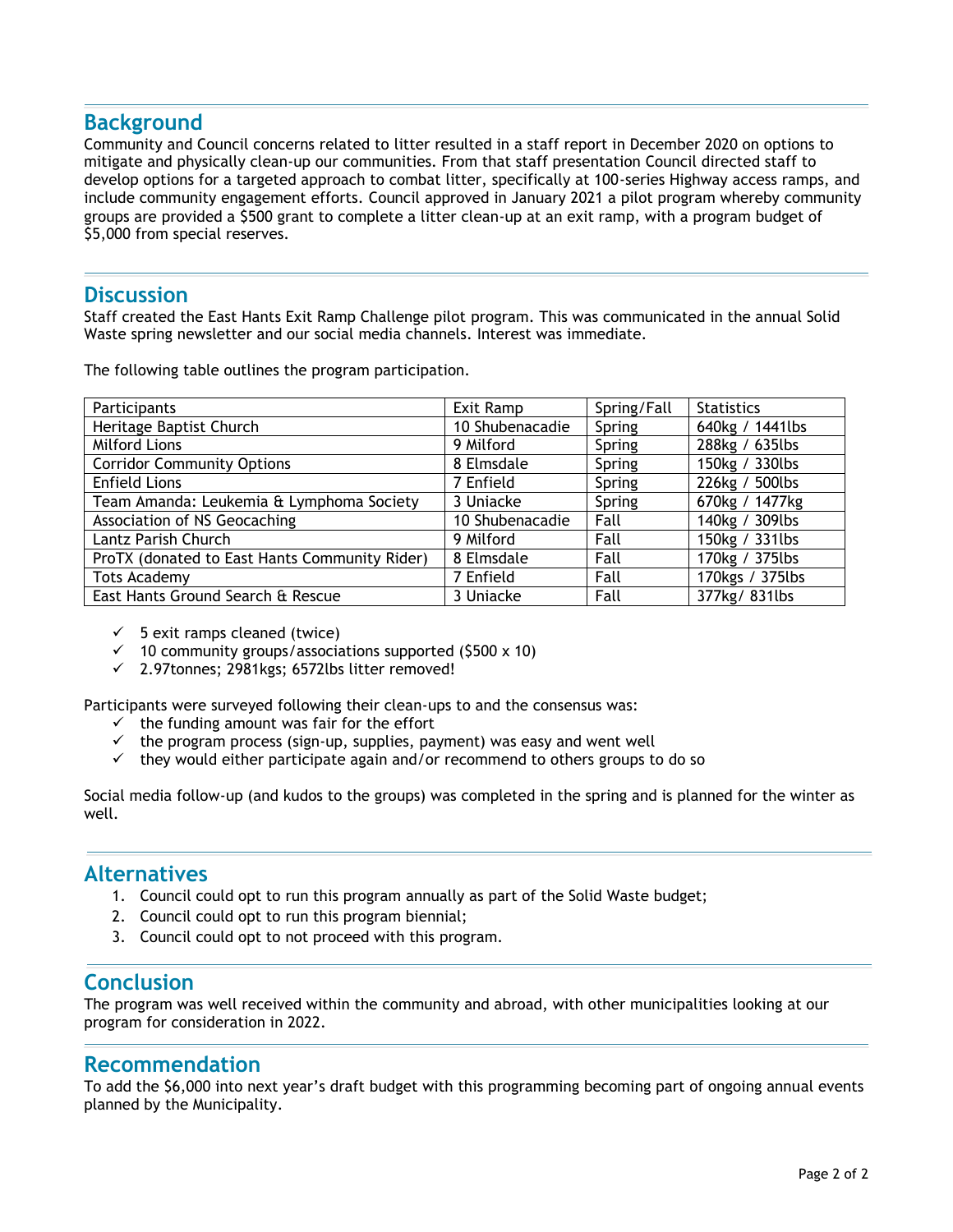## Background

Community and Council concerns related to litter resulted in a staff report in December 2020 on options to mitigate and physically clean-up our communities. From that staff presentation Council directed staff to develop options for a targeted approach to combat litter, specifically at 100-series Highway access ramps, and include community engagement efforts. Council approved in January 2021 a pilot program whereby community groups are provided a $500 grant to complete a litter clean-up at an exit ramp, with a program budget of $5,000 from special reserves.

## Discussion

Staff created the East Hants Exit Ramp Challenge pilot program. This was communicated in the annual Solid Waste spring newsletter and our social media channels. Interest was immediate.

The following table outlines the program participation.

| Participants | Exit Ramp | Spring/Fall | Statistics |
|---|---|---|---|
| Heritage Baptist Church | 10 Shubenacadie | Spring | 640kg / 1441lbs |
| Milford Lions | 9 Milford | Spring | 288kg / 635lbs |
| Corridor Community Options | 8 Elmsdale | Spring | 150kg / 330lbs |
| Enfield Lions | 7 Enfield | Spring | 226kg / 500lbs |
| Team Amanda: Leukemia & Lymphoma Society | 3 Uniacke | Spring | 670kg / 1477kg |
| Association of NS Geocaching | 10 Shubenacadie | Fall | 140kg / 309lbs |
| Lantz Parish Church | 9 Milford | Fall | 150kg / 331lbs |
| ProTX (donated to East Hants Community Rider) | 8 Elmsdale | Fall | 170kg / 375lbs |
| Tots Academy | 7 Enfield | Fall | 170kgs / 375lbs |
| East Hants Ground Search & Rescue | 3 Uniacke | Fall | 377kg/ 831lbs |

- ✓ 5 exit ramps cleaned (twice)
- ✓ 10 community groups/associations supported ($500 x 10)
- ✓ 2.97tonnes; 2981kgs; 6572lbs litter removed!

Participants were surveyed following their clean-ups to and the consensus was:

- ✓ the funding amount was fair for the effort
- ✓ the program process (sign-up, supplies, payment) was easy and went well
- ✓ they would either participate again and/or recommend to others groups to do so

Social media follow-up (and kudos to the groups) was completed in the spring and is planned for the winter as well.

## Alternatives

1. Council could opt to run this program annually as part of the Solid Waste budget;
2. Council could opt to run this program biennial;
3. Council could opt to not proceed with this program.

## Conclusion

The program was well received within the community and abroad, with other municipalities looking at our program for consideration in 2022.

## Recommendation

To add the $6,000 into next year's draft budget with this programming becoming part of ongoing annual events planned by the Municipality.